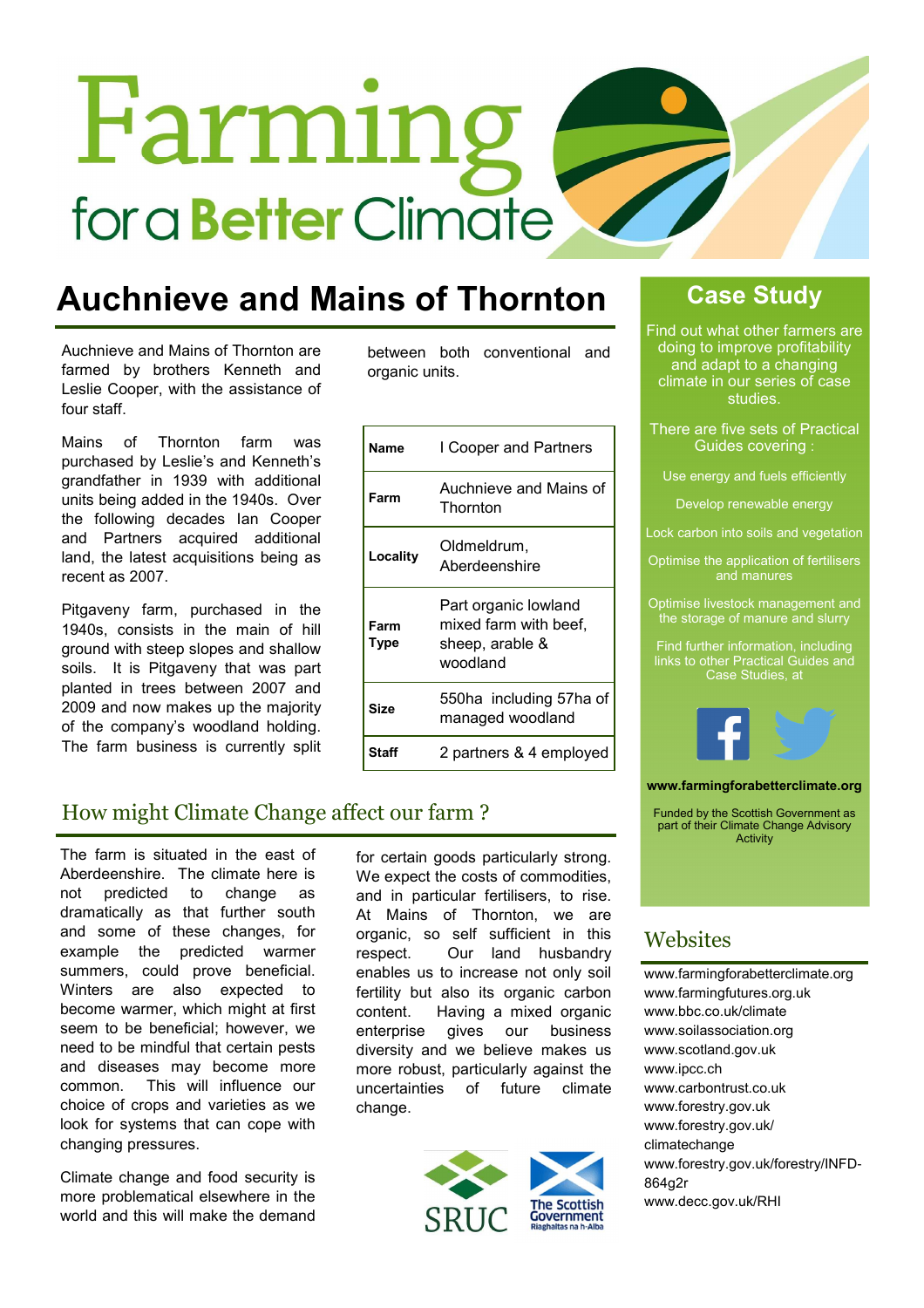# Farming for a Better Climate

## Auchnieve and Mains of Thornton

Auchnieve and Mains of Thornton are farmed by brothers Kenneth and Leslie Cooper, with the assistance of four staff.

Mains of Thornton farm was purchased by Leslie's and Kenneth's grandfather in 1939 with additional units being added in the 1940s. Over the following decades Ian Cooper and Partners acquired additional land, the latest acquisitions being as recent as 2007.

Pitgaveny farm, purchased in the 1940s, consists in the main of hill ground with steep slopes and shallow soils. It is Pitgaveny that was part planted in trees between 2007 and 2009 and now makes up the majority of the company's woodland holding. The farm business is currently split between both conventional and organic units.

| | |
|---|---|
| **Name** | I Cooper and Partners |
| **Farm** | Auchnieve and Mains of Thornton |
| **Locality** | Oldmeldrum, Aberdeenshire |
| **Farm Type** | Part organic lowland mixed farm with beef, sheep, arable & woodland |
| **Size** | 550ha including 57ha of managed woodland |
| **Staff** | 2 partners & 4 employed |

## How might Climate Change affect our farm ?

The farm is situated in the east of Aberdeenshire. The climate here is not predicted to change as dramatically as that further south and some of these changes, for example the predicted warmer summers, could prove beneficial. Winters are also expected to become warmer, which might at first seem to be beneficial; however, we need to be mindful that certain pests and diseases may become more common. This will influence our choice of crops and varieties as we look for systems that can cope with changing pressures.

Climate change and food security is more problematical elsewhere in the world and this will make the demand for certain goods particularly strong. We expect the costs of commodities, and in particular fertilisers, to rise. At Mains of Thornton, we are organic, so self sufficient in this respect. Our land husbandry enables us to increase not only soil fertility but also its organic carbon content. Having a mixed organic enterprise gives our business diversity and we believe makes us more robust, particularly against the uncertainties of future climate change.

SRUC — The Scottish Government / Riaghaltas na h-Alba

## Case Study

Find out what other farmers are doing to improve profitability and adapt to a changing climate in our series of case studies.

There are five sets of Practical Guides covering :

- Use energy and fuels efficiently
- Develop renewable energy
- Lock carbon into soils and vegetation
- Optimise the application of fertilisers and manures
- Optimise livestock management and the storage of manure and slurry

Find further information, including links to other Practical Guides and Case Studies, at

**www.farmingforabetterclimate.org**

Funded by the Scottish Government as part of their Climate Change Advisory Activity

## Websites

www.farmingforabetterclimate.org
www.farmingfutures.org.uk
www.bbc.co.uk/climate
www.soilassociation.org
www.scotland.gov.uk
www.ipcc.ch
www.carbontrust.co.uk
www.forestry.gov.uk
www.forestry.gov.uk/climatechange
www.forestry.gov.uk/forestry/INFD-864g2r
www.decc.gov.uk/RHI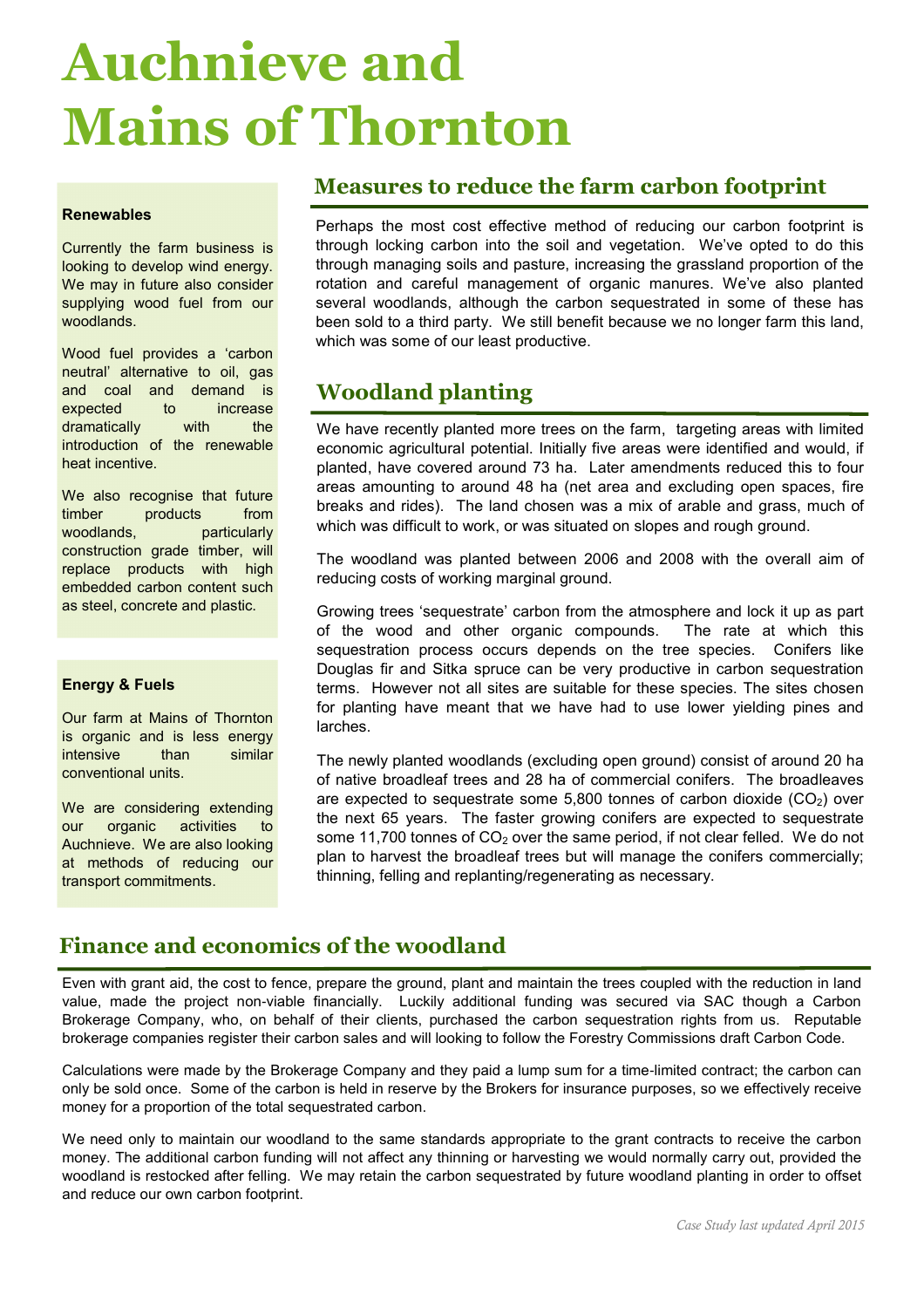# Auchnieve and Mains of Thornton

## Measures to reduce the farm carbon footprint

Perhaps the most cost effective method of reducing our carbon footprint is through locking carbon into the soil and vegetation. We've opted to do this through managing soils and pasture, increasing the grassland proportion of the rotation and careful management of organic manures. We've also planted several woodlands, although the carbon sequestrated in some of these has been sold to a third party. We still benefit because we no longer farm this land, which was some of our least productive.

## Woodland planting

We have recently planted more trees on the farm, targeting areas with limited economic agricultural potential. Initially five areas were identified and would, if planted, have covered around 73 ha. Later amendments reduced this to four areas amounting to around 48 ha (net area and excluding open spaces, fire breaks and rides). The land chosen was a mix of arable and grass, much of which was difficult to work, or was situated on slopes and rough ground.

The woodland was planted between 2006 and 2008 with the overall aim of reducing costs of working marginal ground.

Growing trees 'sequestrate' carbon from the atmosphere and lock it up as part of the wood and other organic compounds. The rate at which this sequestration process occurs depends on the tree species. Conifers like Douglas fir and Sitka spruce can be very productive in carbon sequestration terms. However not all sites are suitable for these species. The sites chosen for planting have meant that we have had to use lower yielding pines and larches.

The newly planted woodlands (excluding open ground) consist of around 20 ha of native broadleaf trees and 28 ha of commercial conifers. The broadleaves are expected to sequestrate some 5,800 tonnes of carbon dioxide ($CO_2$) over the next 65 years. The faster growing conifers are expected to sequestrate some 11,700 tonnes of $CO_2$ over the same period, if not clear felled. We do not plan to harvest the broadleaf trees but will manage the conifers commercially; thinning, felling and replanting/regenerating as necessary.

### Renewables

Currently the farm business is looking to develop wind energy. We may in future also consider supplying wood fuel from our woodlands.

Wood fuel provides a 'carbon neutral' alternative to oil, gas and coal and demand is expected to increase dramatically with the introduction of the renewable heat incentive.

We also recognise that future timber products from woodlands, particularly construction grade timber, will replace products with high embedded carbon content such as steel, concrete and plastic.

### Energy & Fuels

Our farm at Mains of Thornton is organic and is less energy intensive than similar conventional units.

We are considering extending our organic activities to Auchnieve. We are also looking at methods of reducing our transport commitments.

## Finance and economics of the woodland

Even with grant aid, the cost to fence, prepare the ground, plant and maintain the trees coupled with the reduction in land value, made the project non-viable financially. Luckily additional funding was secured via SAC though a Carbon Brokerage Company, who, on behalf of their clients, purchased the carbon sequestration rights from us. Reputable brokerage companies register their carbon sales and will looking to follow the Forestry Commissions draft Carbon Code.

Calculations were made by the Brokerage Company and they paid a lump sum for a time-limited contract; the carbon can only be sold once. Some of the carbon is held in reserve by the Brokers for insurance purposes, so we effectively receive money for a proportion of the total sequestrated carbon.

We need only to maintain our woodland to the same standards appropriate to the grant contracts to receive the carbon money. The additional carbon funding will not affect any thinning or harvesting we would normally carry out, provided the woodland is restocked after felling. We may retain the carbon sequestrated by future woodland planting in order to offset and reduce our own carbon footprint.

*Case Study last updated April 2015*